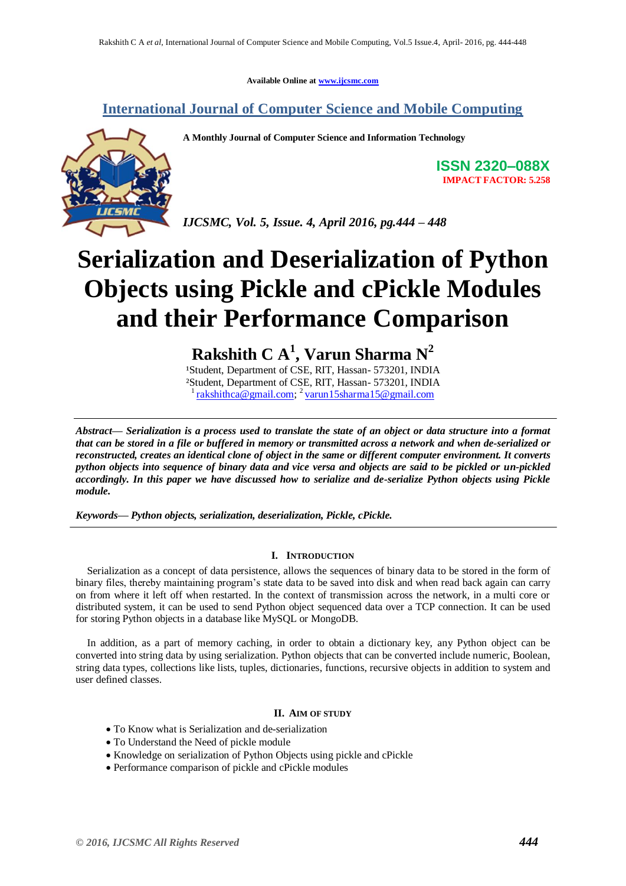Available Online at www.ijcsmc.com

# International Journal of Computer Science and Mobile Computing

**A Monthly Journal of Computer Science and Information Technology**

**ISSN 2320–088X**
**IMPACT FACTOR: 5.258**

*IJCSMC, Vol. 5, Issue. 4, April 2016, pg.444 – 448*

# Serialization and Deserialization of Python Objects using Pickle and cPickle Modules and their Performance Comparison

## Rakshith C A[1], Varun Sharma N[2]

[1]Student, Department of CSE, RIT, Hassan- 573201, INDIA
[2]Student, Department of CSE, RIT, Hassan- 573201, INDIA
[1] rakshithca@gmail.com; [2] varun15sharma15@gmail.com

***Abstract***— ***Serialization is a process used to translate the state of an object or data structure into a format that can be stored in a file or buffered in memory or transmitted across a network and when de-serialized or reconstructed, creates an identical clone of object in the same or different computer environment. It converts python objects into sequence of binary data and vice versa and objects are said to be pickled or un-pickled accordingly. In this paper we have discussed how to serialize and de-serialize Python objects using Pickle module.***

***Keywords***— ***Python objects, serialization, deserialization, Pickle, cPickle.***

## I. Introduction

Serialization as a concept of data persistence, allows the sequences of binary data to be stored in the form of binary files, thereby maintaining program's state data to be saved into disk and when read back again can carry on from where it left off when restarted. In the context of transmission across the network, in a multi core or distributed system, it can be used to send Python object sequenced data over a TCP connection. It can be used for storing Python objects in a database like MySQL or MongoDB.

In addition, as a part of memory caching, in order to obtain a dictionary key, any Python object can be converted into string data by using serialization. Python objects that can be converted include numeric, Boolean, string data types, collections like lists, tuples, dictionaries, functions, recursive objects in addition to system and user defined classes.

## II. Aim of Study

- To Know what is Serialization and de-serialization
- To Understand the Need of pickle module
- Knowledge on serialization of Python Objects using pickle and cPickle
- Performance comparison of pickle and cPickle modules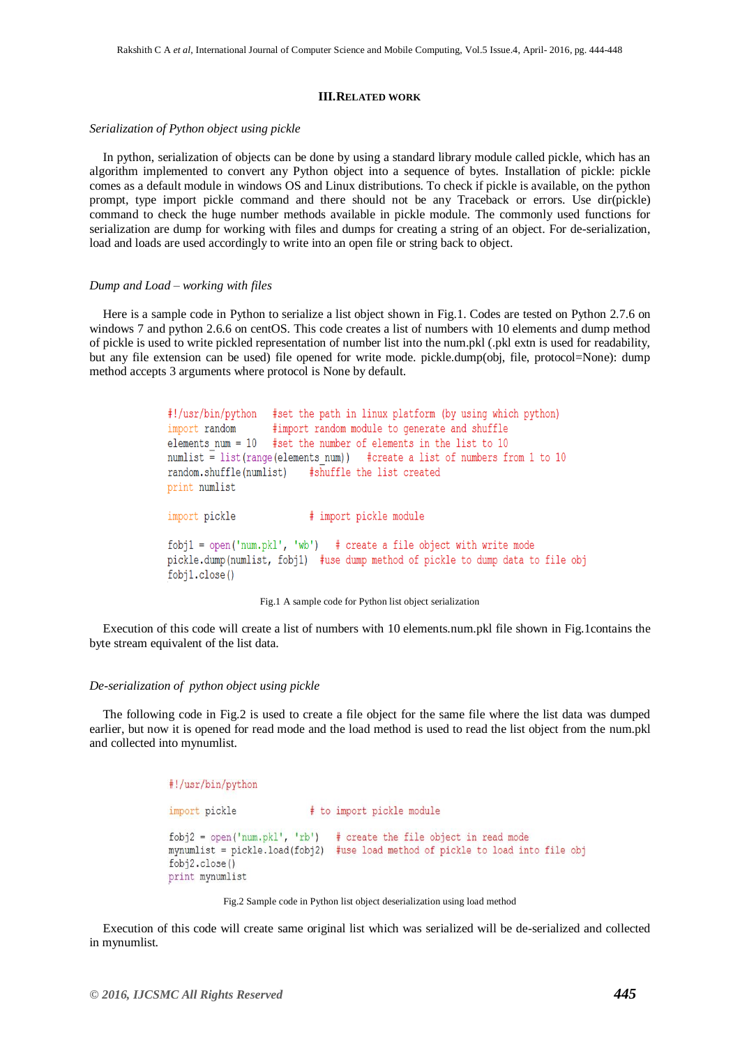## III. Related work

*Serialization of Python object using pickle*

In python, serialization of objects can be done by using a standard library module called pickle, which has an algorithm implemented to convert any Python object into a sequence of bytes. Installation of pickle: pickle comes as a default module in windows OS and Linux distributions. To check if pickle is available, on the python prompt, type import pickle command and there should not be any Traceback or errors. Use dir(pickle) command to check the huge number methods available in pickle module. The commonly used functions for serialization are dump for working with files and dumps for creating a string of an object. For de-serialization, load and loads are used accordingly to write into an open file or string back to object.

*Dump and Load – working with files*

Here is a sample code in Python to serialize a list object shown in Fig.1. Codes are tested on Python 2.7.6 on windows 7 and python 2.6.6 on centOS. This code creates a list of numbers with 10 elements and dump method of pickle is used to write pickled representation of number list into the num.pkl (.pkl extn is used for readability, but any file extension can be used) file opened for write mode. pickle.dump(obj, file, protocol=None): dump method accepts 3 arguments where protocol is None by default.

```
#!/usr/bin/python   #set the path in linux platform (by using which python)
import random       #import random module to generate and shuffle
elements_num = 10   #set the number of elements in the list to 10
numlist = list(range(elements_num))   #create a list of numbers from 1 to 10
random.shuffle(numlist)    #shuffle the list created
print numlist

import pickle              # import pickle module

fobj1 = open('num.pkl', 'wb')   # create a file object with write mode
pickle.dump(numlist, fobj1)  #use dump method of pickle to dump data to file obj
fobj1.close()
```

Fig.1 A sample code for Python list object serialization

Execution of this code will create a list of numbers with 10 elements.num.pkl file shown in Fig.1contains the byte stream equivalent of the list data.

*De-serialization of python object using pickle*

The following code in Fig.2 is used to create a file object for the same file where the list data was dumped earlier, but now it is opened for read mode and the load method is used to read the list object from the num.pkl and collected into mynumlist.

```
#!/usr/bin/python

import pickle              # to import pickle module

fobj2 = open('num.pkl', 'rb')   # create the file object in read mode
mynumlist = pickle.load(fobj2)  #use load method of pickle to load into file obj
fobj2.close()
print mynumlist
```

Fig.2 Sample code in Python list object deserialization using load method

Execution of this code will create same original list which was serialized will be de-serialized and collected in mynumlist.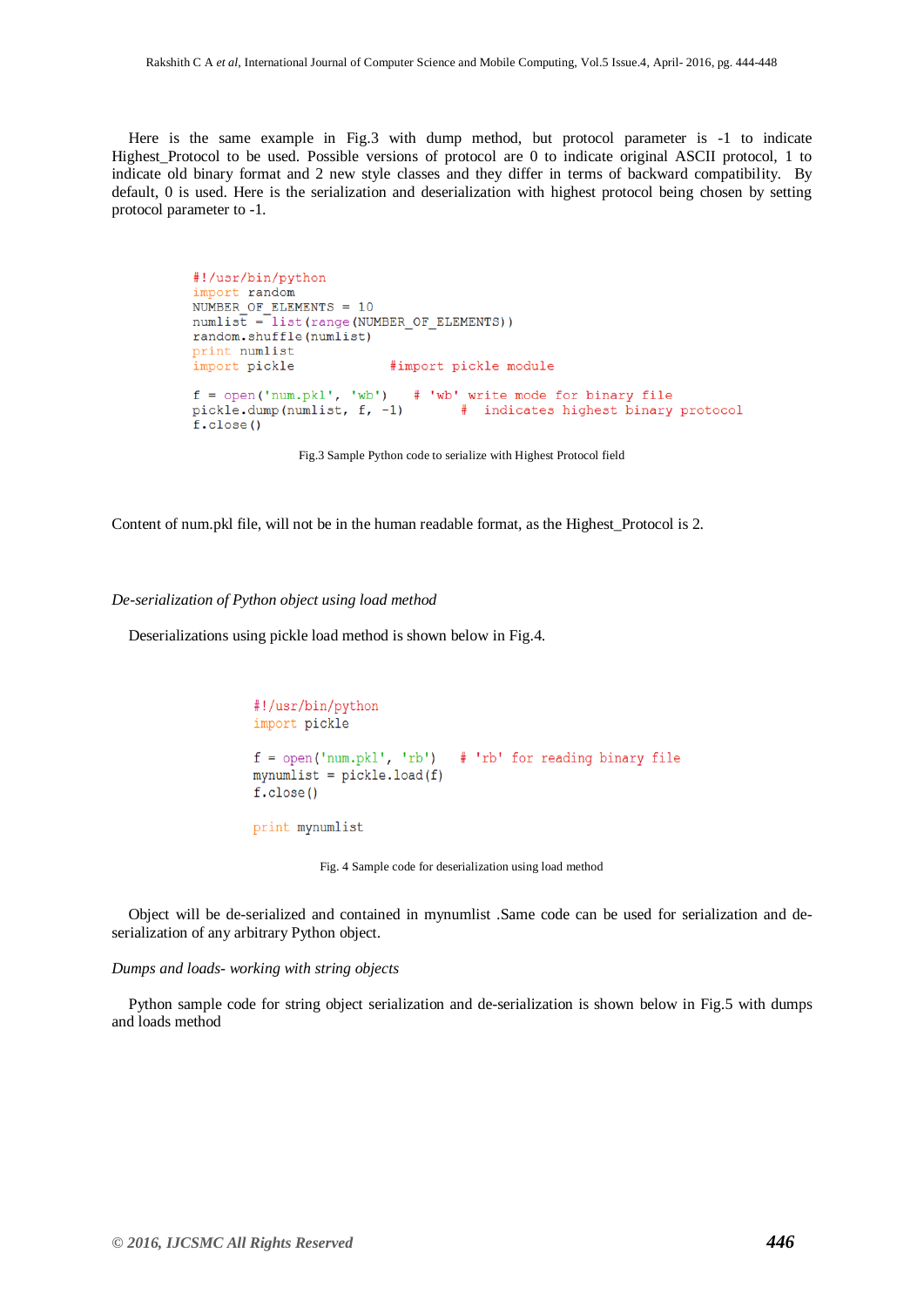Here is the same example in Fig.3 with dump method, but protocol parameter is -1 to indicate Highest_Protocol to be used. Possible versions of protocol are 0 to indicate original ASCII protocol, 1 to indicate old binary format and 2 new style classes and they differ in terms of backward compatibility. By default, 0 is used. Here is the serialization and deserialization with highest protocol being chosen by setting protocol parameter to -1.

```
#!/usr/bin/python
import random
NUMBER_OF_ELEMENTS = 10
numlist = list(range(NUMBER_OF_ELEMENTS))
random.shuffle(numlist)
print numlist
import pickle            #import pickle module

f = open('num.pkl', 'wb')    # 'wb' write mode for binary file
pickle.dump(numlist, f, -1)       #  indicates highest binary protocol
f.close()
```

Fig.3 Sample Python code to serialize with Highest Protocol field

Content of num.pkl file, will not be in the human readable format, as the Highest_Protocol is 2.

*De-serialization of Python object using load method*

Deserializations using pickle load method is shown below in Fig.4.

```
#!/usr/bin/python
import pickle

f = open('num.pkl', 'rb')   # 'rb' for reading binary file
mynumlist = pickle.load(f)
f.close()

print mynumlist
```

Fig. 4 Sample code for deserialization using load method

Object will be de-serialized and contained in mynumlist .Same code can be used for serialization and de-serialization of any arbitrary Python object.

*Dumps and loads- working with string objects*

Python sample code for string object serialization and de-serialization is shown below in Fig.5 with dumps and loads method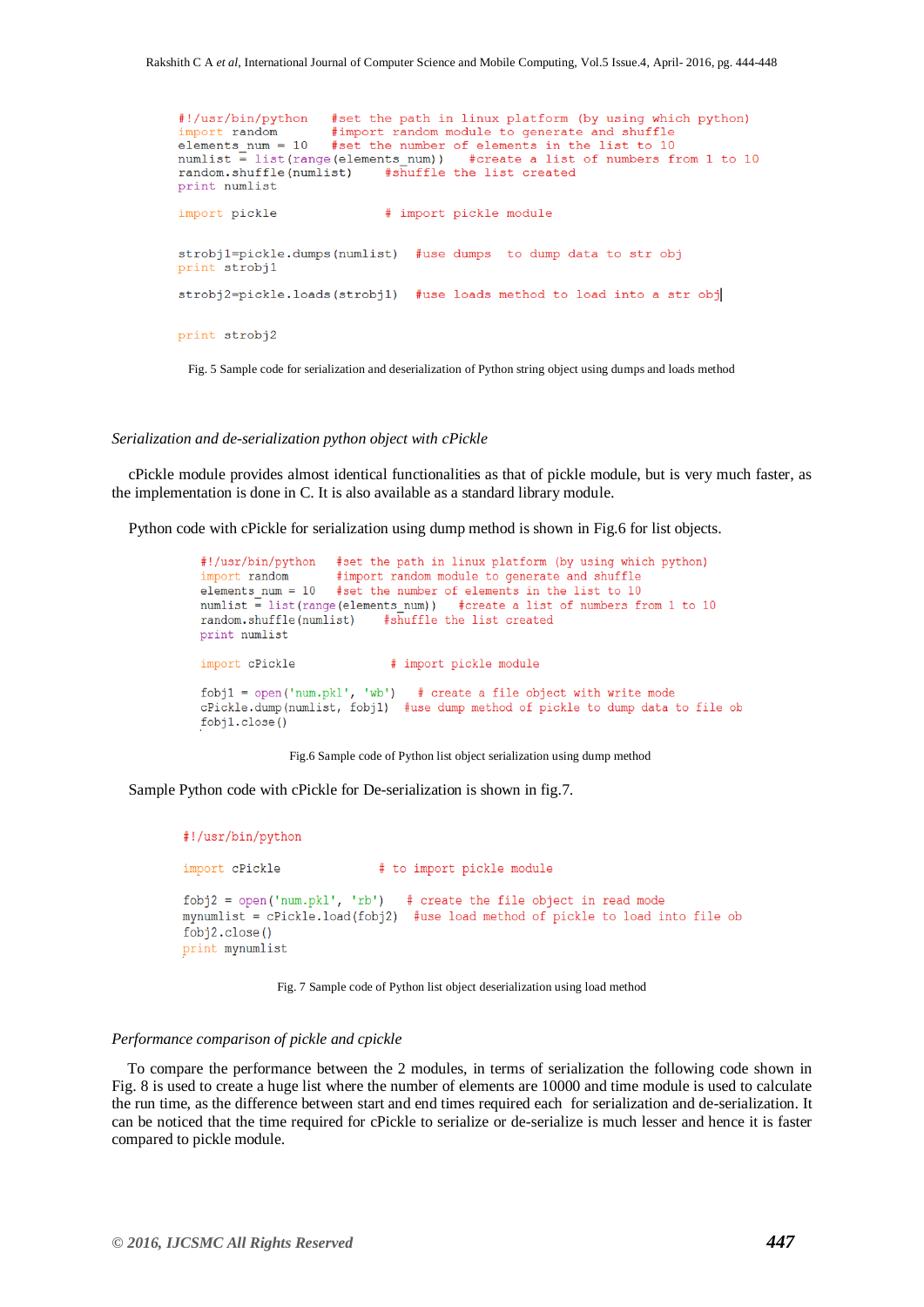```
#!/usr/bin/python   #set the path in linux platform (by using which python)
import random       #import random module to generate and shuffle
elements_num = 10   #set the number of elements in the list to 10
numlist = list(range(elements_num))   #create a list of numbers from 1 to 10
random.shuffle(numlist)    #shuffle the list created
print numlist

import pickle               # import pickle module


strobj1=pickle.dumps(numlist)  #use dumps  to dump data to str obj
print strobj1

strobj2=pickle.loads(strobj1)  #use loads method to load into a str obj


print strobj2
```

Fig. 5 Sample code for serialization and deserialization of Python string object using dumps and loads method

*Serialization and de-serialization python object with cPickle*

cPickle module provides almost identical functionalities as that of pickle module, but is very much faster, as the implementation is done in C. It is also available as a standard library module.

Python code with cPickle for serialization using dump method is shown in Fig.6 for list objects.

```
#!/usr/bin/python   #set the path in linux platform (by using which python)
import random       #import random module to generate and shuffle
elements_num = 10   #set the number of elements in the list to 10
numlist = list(range(elements_num))   #create a list of numbers from 1 to 10
random.shuffle(numlist)    #shuffle the list created
print numlist

import cPickle              # import pickle module

fobj1 = open('num.pkl', 'wb')   # create a file object with write mode
cPickle.dump(numlist, fobj1)  #use dump method of pickle to dump data to file ob
fobj1.close()
```

Fig.6 Sample code of Python list object serialization using dump method

Sample Python code with cPickle for De-serialization is shown in fig.7.

```
#!/usr/bin/python

import cPickle              # to import pickle module

fobj2 = open('num.pkl', 'rb')   # create the file object in read mode
mynumlist = cPickle.load(fobj2)  #use load method of pickle to load into file ob
fobj2.close()
print mynumlist
```

Fig. 7 Sample code of Python list object deserialization using load method

*Performance comparison of pickle and cpickle*

To compare the performance between the 2 modules, in terms of serialization the following code shown in Fig. 8 is used to create a huge list where the number of elements are 10000 and time module is used to calculate the run time, as the difference between start and end times required each for serialization and de-serialization. It can be noticed that the time required for cPickle to serialize or de-serialize is much lesser and hence it is faster compared to pickle module.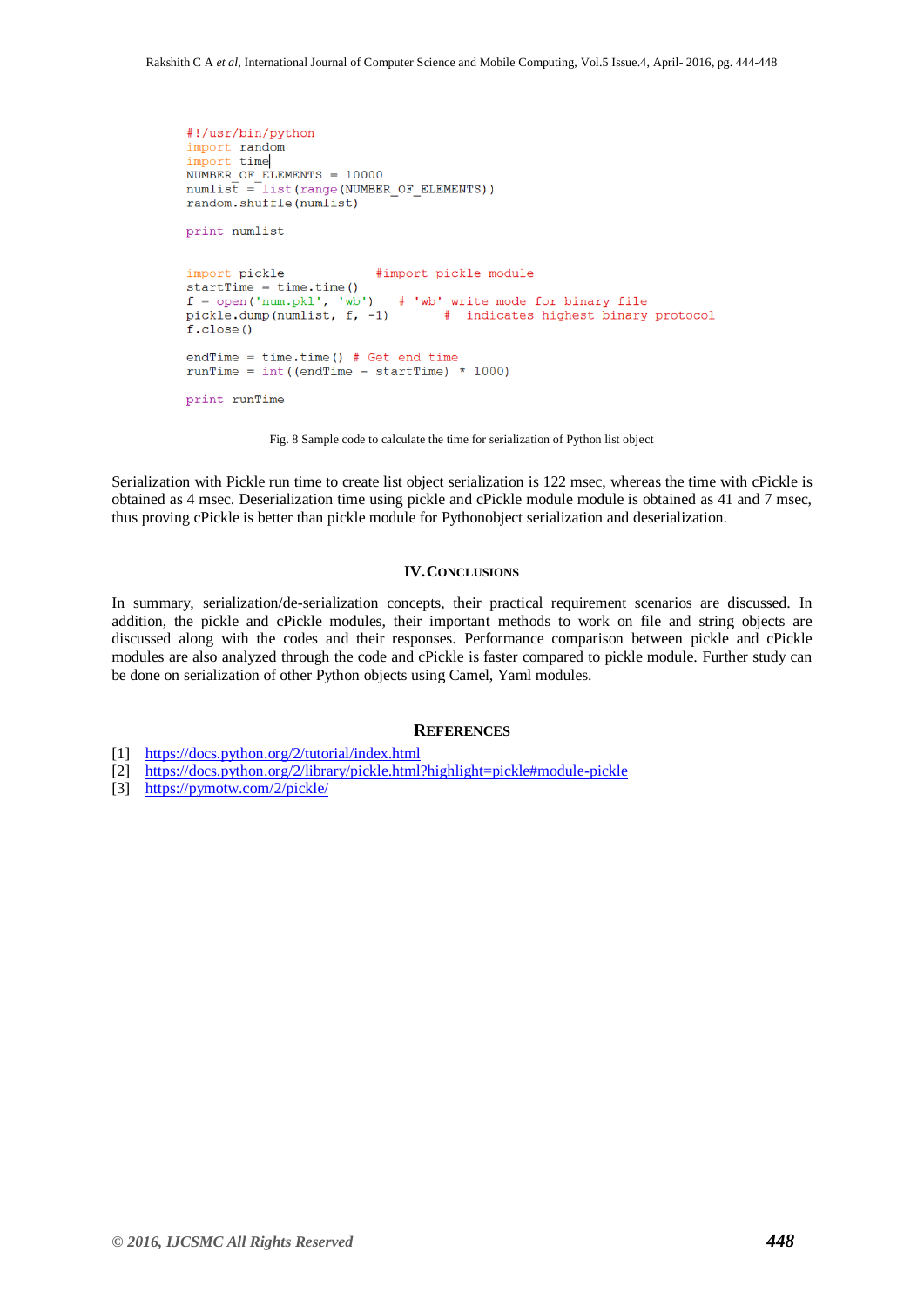```
#!/usr/bin/python
import random
import time
NUMBER_OF_ELEMENTS = 10000
numlist = list(range(NUMBER_OF_ELEMENTS))
random.shuffle(numlist)

print numlist


import pickle             #import pickle module
startTime = time.time()
f = open('num.pkl', 'wb')    # 'wb' write mode for binary file
pickle.dump(numlist, f, -1)       #  indicates highest binary protocol
f.close()

endTime = time.time() # Get end time
runTime = int((endTime - startTime) * 1000)

print runTime
```

Fig. 8 Sample code to calculate the time for serialization of Python list object

Serialization with Pickle run time to create list object serialization is 122 msec, whereas the time with cPickle is obtained as 4 msec. Deserialization time using pickle and cPickle module module is obtained as 41 and 7 msec, thus proving cPickle is better than pickle module for Pythonobject serialization and deserialization.

## IV. Conclusions

In summary, serialization/de-serialization concepts, their practical requirement scenarios are discussed. In addition, the pickle and cPickle modules, their important methods to work on file and string objects are discussed along with the codes and their responses. Performance comparison between pickle and cPickle modules are also analyzed through the code and cPickle is faster compared to pickle module. Further study can be done on serialization of other Python objects using Camel, Yaml modules.

## References

[1] https://docs.python.org/2/tutorial/index.html
[2] https://docs.python.org/2/library/pickle.html?highlight=pickle#module-pickle
[3] https://pymotw.com/2/pickle/